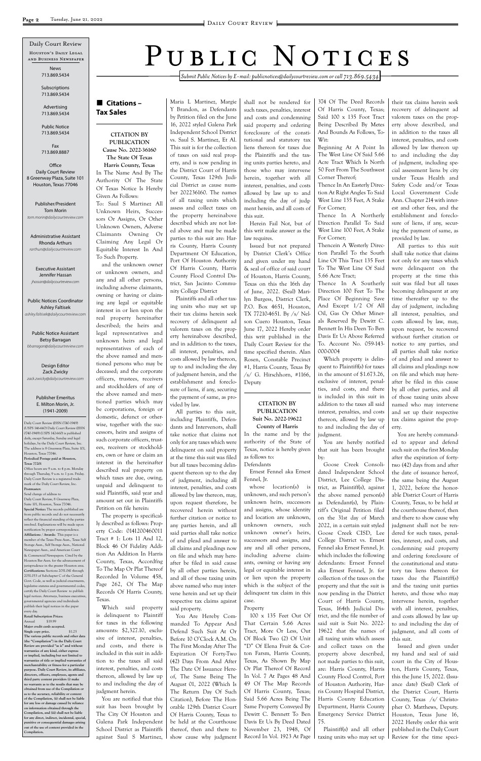# Public Notices

*Submit Public Notices by E-mail: publicnotices@dailycourtreview.com or call 713.869.5434*

**Daily Court Review**
**Houston's Daily Legal and Business Newspaper**

News
713.869.5434

Subscriptions
713.869.5434

Advertising
713.869.5434

Public Notice
713.869.5434

Fax
713.869.8887

Office
Daily Court Review
8 Greenway Plaza, Suite 101
Houston, Texas 77046

Publisher/President
Tom Morin
*tom.morin@dailycourtreview.com*

Administrative Assistant
Rhonda Arthurs
*rarthurs@dailycourtreview.com*

Executive Assistant
Jennifer Hassan
*jhassan@dailycourtreview.com*

Public Notices Coordinator
Ashley Faltisek
*ashley.faltisek@dailycourtreview.com*

Public Notice Assistant
Betsy Barragan
*bbarragan@dailycourtreview.com*

Design Editor
Zack Zwicky
*zack.zwicky@dailycourtreview.com*

Publisher Emeritus
E. Milton Morin, Jr.
(1941-2009)

Daily Court Review (ISSN 0740-1949) (USPS 146-660) Daily Court Review (ISSN 0740-1949) (USPS 142-660) is published daily, except Saturday, Sunday and legal holidays, by the Daily Court Review, Inc. The address is 8 Greenway Plaza, Suite 101, Houston, Texas 77046.
**Periodical Postage paid at Houston, Texas 77201**
Office hours are 9 a.m. to 4 p.m. Monday through Thursday, 9 a.m. to 1 p.m. Friday. Daily Court Review is a registered trademark of the Daily Court Review, Inc.
**Postmaster:**
Send change of address to
Daily Court Review, 8 Greenway Plaza, Suite 101, Houston, Texas 77046.
**Special Notice:** The records published are from public records and do not necessarily reflect the financial standing of the parties involved. Explanations will be made upon notification by proper correspondence.
**Affiliations / Awards:** This paper is a member of the Texas Press Assn., Texas Self Storage Assn., Self Storage Assn., National Newspaper Assn., and American Court & Commercial Newspapers. Cited by the Houston Bar Assn. for the advancement of jurisprudence in the greater Houston area.
**Certifications:** Sections 2051.041 through 2051.053 of Subchapter C of the General Govt. Code, as well as judicial enactments, legislative statutes and governmental codes, certify the Daily Court Review to publish legal notices. Attorneys, business executives, governmental agencies and individuals publish their legal notices in the paper every day.
**Retail Subscription Prices:**
Annual $19.99
**Major credit cards accepted.**
**Single copy price.** $1.25
**The various public records and other data (the "Compilation") in the Daily Court Review are provided "as is" and without warranties of any kind, either express or implied, including but not limited to warranties of title or implied warranties of merchantability or fitness for a particular purpose. Daily Court Review, its affiliates, directors, officers, employees, agents and third party content providers (i) make no warranty as to the results that may be obtained from use of the Compilation or as to the accuracy, reliability or content of the Compilation, (ii) shall not be liable for any loss or damage caused by reliance on information obtained through the Compilation, and (iii) shall not be liable for any direct, indirect, incidental, special, punitive or consequential damages arising out of the use of content provided in the Compilation.**

## ■ Citations – Tax Sales

**CITATION BY PUBLICATION**
**Cause No. 2022-36160**
**The State Of Texas**
**Harris County, Texas**

In The Name And By The Authority Of The State Of Texas Notice Is Hereby Given As Follows:

To: Saul S Martinez All Unknown Heirs, Successors Or Assigns, Or Other Unknown Owners, Adverse Claimants Owning Or Claiming Any Legal Or Equitable Interest In And To Such Property.

and the unknown owner or unknown owners, and any and all other persons, including adverse claimants, owning or having or claiming any legal or equitable interest in or lien upon the real property hereinafter described; the heirs and legal representatives and unknown heirs and legal representatives of each of the above named and mentioned persons who may be deceased; and the corporate officers, trustees, receivers and stockholders of any of the above named and mentioned parties which may be corporations, foreign or domestic, defunct or otherwise, together with the successors, heirs and assigns of such corporate officers, trustees, receivers or stockholders, own or have or claim an interest in the hereinafter described real property on which taxes are due, owing, unpaid and delinquent to said Plaintiffs, said year and amount set out in Plaintiffs Petition on file herein:

The property is specifically described as follows: Property Code: 0141200460011 Tract # 1: Lots 11 And 12, Block 46 Of Fidelity Addition An Addition In Harris County, Texas, According To The Map Or Plat Thereof Recorded In Volume 458, Page 262, Of The Map Records Of Harris County, Texas.

Which said property is delinquent to Plaintiff for taxes in the following amounts: $2,327.10, exclusive of interest, penalties, and costs, and there is included in this suit in addition to the taxes all said interest, penalties, and costs thereon, allowed by law up to and including the day of judgment herein.

You are notified that this suit has been brought by The City Of Houston and Galena Park Independent School District as Plaintiffs against Saul S Martinez, Maria L Martinez, Margie Y Brandon, as Defendants by Petition filed on the June 16, 2022 styled Galena Park Independent School District vs. Saul S. Martinez, Et Al. This suit is for the collection of taxes on said real property, and is now pending in the District Court of Harris County, Texas 129th Judicial District as cause number 202236160. The names of all taxing units which assess and collect taxes on the property hereinabove described which are not listed above and may be made parties to this suit are: Harris County, Harris County Department Of Education, Port Of Houston Authority Of Harris County, Harris County Flood Control District, San Jacinto Community College District

Plaintiffs and all other taxing units who may set up their tax claims herein seek recovery of delinquent ad valorem taxes on the property hereinabove described, and in addition to the taxes, all interest, penalties, and costs allowed by law thereon, up to and including the day of judgment herein, and the establishment and foreclosure of liens, if any, securing the payment of same, as provided by law.

All parties to this suit, including Plaintiffs, Defendants and Intervenors, shall take notice that claims not only for any taxes which were delinquent on said property at the time this suit was filed but all taxes becoming delinquent thereon up to the day of judgment, including all interest, penalties, and costs allowed by law thereon, may, upon request therefore, be recovered herein without further citation or notice to any parties herein, and all said parties shall take notice of and plead and answer to all claims and pleadings now on file and which may hereafter be filed in said cause by all other parties herein, and all of those taxing units above named who may intervene herein and set up their respective tax claims against said property.

You Are Hereby Commanded To Appear And Defend Such Suit At Or Before 10 O'Clock A.M. On The First Monday After The Expiration Of Forty-Two (42) Days From And After The Date Of Issuance Hereof, The Same Being The August 01, 2022 (Which Is The Return Day Of Such Citation), Before The Honorable 129th District Court Of Harris County, Texas to be held at the Courthouse thereof, then and there to show cause why judgment shall not be rendered for such taxes, penalties, interest and costs and condemning said property and ordering foreclosure of the constitutional and statutory tax liens thereon for taxes due the Plaintiffs and the taxing units parties hereto, and those who may intervene herein, together with all interest, penalties, and costs allowed by law up to and including the day of judgment herein, and all costs of this suit.

Herein Fail Not, but of this writ make answer as the law requires.

Issued but not prepared by District Clerk's Office and given under my hand & seal of office of said court of Houston, Harris County, Texas on this the 16th day of June, 2022. (Seal) Marilyn Burgess, District Clerk, P.O. Box 4651, Houston, TX 77210-4651. By /s/ Nelson Cuero Houston, Texas June 17, 2022 Hereby order this writ published in the Daily Court Review for the time specified therein. Alan Rosen, Constable Precinct #1, Harris County, Texas By /s/ G. Hirschhorn, #1166, Deputy

---

**CITATION BY PUBLICATION**
**Suit No. 2022-19622**
**County of Harris**

In the name and by the authority of the State of Texas, notice is hereby given as follows to:

Defendants

Ernest Fennel aka Ernest Fennel, Jr.

whose location(s) is unknown, and such person's unknown heirs, successors and assigns, whose identity and location are unknown, unknown owners, such unknown owner's heirs, successors and assigns, and any and all other persons, including adverse claimants, owning or having any legal or equitable interest in or lien upon the property which is the subject of the delinquent tax claim in this case.

Property

100 x 135 Feet Out Of That Certain 5.66 Acres Tract, More Or Less, Out Of Block Two (2) Of Unit "D" Of Elena Fruit & Cotton Farsm, Harris County, Texas, As Shown By Map Or Plat Thereof Of Record In Vol. 7 At Pages 48 And 49 Of The Map Records Of Harris County, Texas; Said 5.66 Acres Being The Same Property Conveyed By Dewitt C. Bennett To Ben Davis Et Us By Deed Dated November 23, 1948, Of Record In Vol. 1923 At Page 374 Of The Deed Records Of Harris County, Texas; Said 100 x 135 Foot Tract Being Described By Metes And Bounds As Follows, To-Wit:

Beginning At A Point In The West Line Of Said 5.66 Acre Tract Which Is North 50 Feet From The Southwest Corner Thereof;

Thence In An Easterly Direction At Right Angles To Said West Line 135 Feet, A Stake For Corner;

Thence In A Northerly Direction Parallel To Said West Line 100 Feet, A Stake For Corner;

Thencein A Westerly Direction Parallel To The South Line Of This Tract 135 Feet To The West Line Of Said 5.66 Acre Tract;

Thence In A Southerly Direction 100 Feet To The Place Of Beginning Save And Except 1/2 Of All Oil, Gas Or Other Minerals Reserved By Dewitt C. Bennett In His Deen To Ben Davis Et Us Above Referred To. Account No. 059-143-000-0004

Which property is delinquent to Plaintiff(s) for taxes in the amount of $1,673.26, exclusive of interest, penalties, and costs, and there is included in this suit in addition to the taxes all said interest, penalties, and costs thereon, allowed by law up to and including the day of judgment.

You are hereby notified that suit has been brought by:

Goose Creek Consolidated Independent School District, Lee College District, as Plaintiff(s), against the above named person(s) as Defendant(s), by Plaintiff's Original Petition filed on the 31st day of March 2022, in a certain suit styled Goose Creek CISD, Lee College District vs. Ernest Fennel aka Ernest Fennel, Jr. which includes the following defendants: Ernest Fennel aka Ernest Fennel, Jr. for collection of the taxes on the property and that the suit is now pending in the District Court of Harris County, Texas, 164th Judicial District, and the file number of said suit is Suit No. 2022-19622 that the names of all taxing units which assess and collect taxes on the property above described, not made parties to this suit, are: Harris County, Harris County Flood Control, Port of Houston Authority, Harris County Hospital District, Harris County Education Department, Harris County Emergency Service District 75.

Plaintiff(s) and all other taxing units who may set up their tax claims herein seek recovery of delinquent ad valorem taxes on the property above described, and in addition to the taxes all interest, penalties, and costs allowed by law thereon up to and including the day of judgment, including special assessment liens by city under Texas Health and Safety Code and/or Texas Local Government Code Ann. Chapter 214 with interest and other fees, and the establishment and foreclosure of liens, if any, securing the payment of same, as provided by law.

All parties to this suit shall take notice that claims not only for any taxes which were delinquent on the property at the time this suit was filed but all taxes becoming delinquent at any time thereafter up to the day of judgment, including all interest, penalties, and costs allowed by law, may, upon request, be recovered without further citation or notice to any parties, and all parties shall take notice of and plead and answer to all claims and pleadings now on file and which may hereafter be filed in this cause by all other parties, and all of those taxing units above named who may intervene and set up their respective tax claims against the property.

You are hereby commanded to appear and defend such suit on the first Monday after the expiration of forty-two (42) days from and after the date of issuance hereof, the same being the August 1, 2022, before the honorable District Court of Harris County, Texas, to be held at the courthouse thereof, then and there to show cause why judgment shall not be rendered for such taxes, penalties, interest, and costs, and condemning said property and ordering foreclosure of the constitutional and statutory tax liens thereon for taxes due the Plaintiff(s) and the taxing unit parties hereto, and those who may intervene herein, together with all interest, penalties, and costs allowed by law up to and including the day of judgment, and all costs of this suit.

Issued and given under my hand and seal of said court in the City of Houston, Harris County, Texas, this the June 15, 2022. (Issuance date) (Seal) Clerk of the District Court, Harris County, Texas /s/ Christopher O. Matthews, Deputy. Houston, Texas June 16, 2022 Hereby order this writ published in the Daily Court Review for the time speci-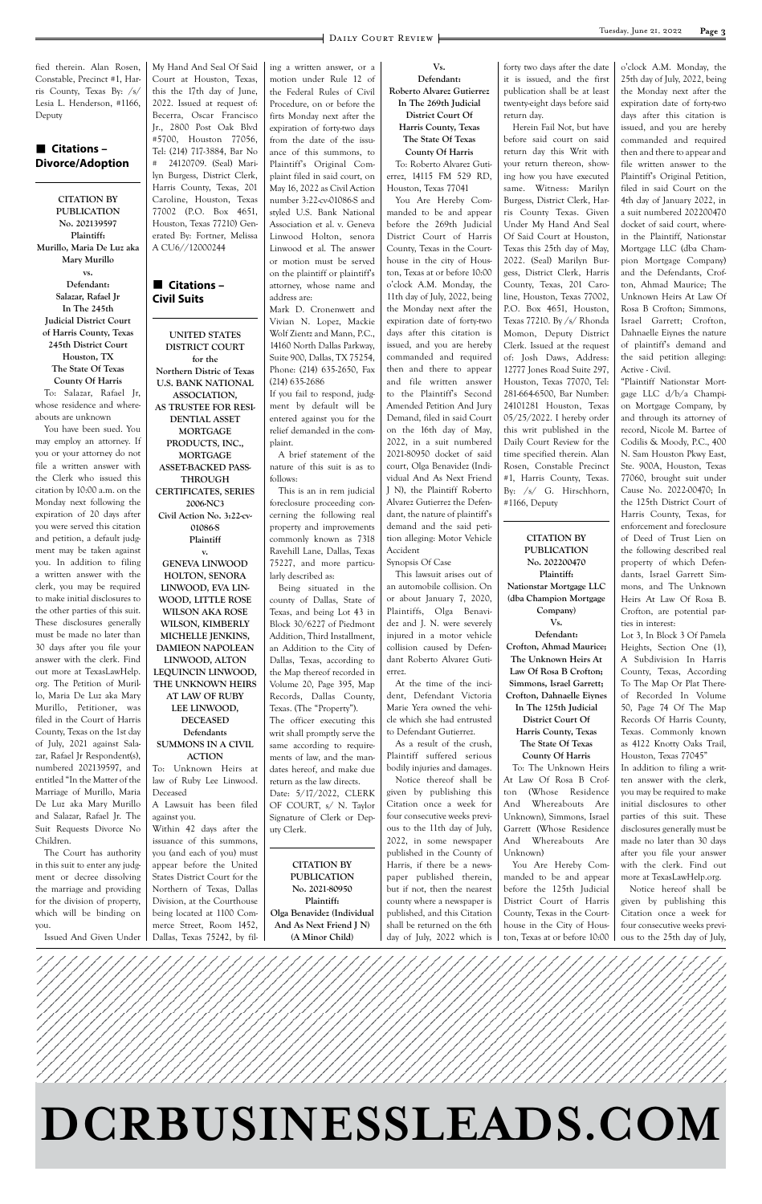fied therein. Alan Rosen, Constable, Precinct #1, Harris County, Texas By: /s/ Lesia L. Henderson, #1166, Deputy

## ■ Citations – Divorce/Adoption

**CITATION BY PUBLICATION No. 202139597 Plaintiff: Murillo, Maria De Luz aka Mary Murillo vs. Defendant: Salazar, Rafael Jr In The 245th Judicial District Court of Harris County, Texas 245th District Court Houston, TX The State Of Texas County Of Harris**

To: Salazar, Rafael Jr, whose residence and whereabouts are unknown

You have been sued. You may employ an attorney. If you or your attorney do not file a written answer with the Clerk who issued this citation by 10:00 a.m. on the Monday next following the expiration of 20 days after you were served this citation and petition, a default judgment may be taken against you. In addition to filing a written answer with the clerk, you may be required to make initial disclosures to the other parties of this suit. These disclosures generally must be made no later than 30 days after you file your answer with the clerk. Find out more at TexasLawHelp.org. The Petition of Murillo, Maria De Luz aka Mary Murillo, Petitioner, was filed in the Court of Harris County, Texas on the 1st day of July, 2021 against Salazar, Rafael Jr Respondent(s), numbered 202139597, and entitled "In the Matter of the Marriage of Murillo, Maria De Luz aka Mary Murillo and Salazar, Rafael Jr. The Suit Requests Divorce No Children.

The Court has authority in this suit to enter any judgment or decree dissolving the marriage and providing for the division of property, which will be binding on you.

Issued And Given Under My Hand And Seal Of Said Court at Houston, Texas, this the 17th day of June, 2022. Issued at request of: Becerra, Oscar Francisco Jr., 2800 Post Oak Blvd #5700, Houston 77056, Tel: (214) 717-3884, Bar No # 24120709. (Seal) Marilyn Burgess, District Clerk, Harris County, Texas, 201 Caroline, Houston, Texas 77002 (P.O. Box 4651, Houston, Texas 77210) Generated By: Fortner, Melissa A CU6//12000244

## ■ Citations – Civil Suits

**UNITED STATES DISTRICT COURT for the Northern Distric of Texas U.S. BANK NATIONAL ASSOCIATION, AS TRUSTEE FOR RESIDENTIAL ASSET MORTGAGE PRODUCTS, INC., MORTGAGE ASSET-BACKED PASS-THROUGH CERTIFICATES, SERIES 2006-NC3 Civil Action No. 3:22-cv-01086-S Plaintiff v. GENEVA LINWOOD HOLTON, SENORA LINWOOD, EVA LINWOOD, LITTLE ROSE WILSON AKA ROSE WILSON, KIMBERLY MICHELLE JENKINS, DAMIEON NAPOLEAN LINWOOD, ALTON LEQUINCIN LINWOOD, THE UNKNOWN HEIRS AT LAW OF RUBY LEE LINWOOD, DECEASED Defendants SUMMONS IN A CIVIL ACTION**

To: Unknown Heirs at law of Ruby Lee Linwood. Deceased

A Lawsuit has been filed against you.

Within 42 days after the issuance of this summons, you (and each of you) must appear before the United States District Court for the Northern of Texas, Dallas Division, at the Courthouse being located at 1100 Commerce Street, Room 1452, Dallas, Texas 75242, by filing a written answer, or a motion under Rule 12 of the Federal Rules of Civil Procedure, on or before the firts Monday next after the expiration of forty-two days from the date of the issuance of this summons, to Plaintiff's Original Complaint filed in said court, on May 16, 2022 as Civil Action number 3:22-cv-01086-S and styled U.S. Bank National Association et al. v. Geneva Linwood Holton, senora Linwood et al. The answer or motion must be served on the plaintiff or plaintiff's attorney, whose name and address are:

Mark D. Cronenwett and Vivian N. Lopez, Mackie Wolf Zientz and Mann, P.C., 14160 North Dallas Parkway, Suite 900, Dallas, TX 75254, Phone: (214) 635-2650, Fax (214) 635-2686

If you fail to respond, judgment by default will be entered against you for the relief demanded in the complaint.

A brief statement of the nature of this suit is as to follows:

This is an in rem judicial foreclosure proceeding concerning the following real property and improvements commonly known as 7318 Ravehill Lane, Dallas, Texas 75227, and more particularly described as:

Being situated in the county of Dallas, State of Texas, and being Lot 43 in Block 30/6227 of Piedmont Addition, Third Installment, an Addition to the City of Dallas, Texas, according to the Map thereof recorded in Volume 20, Page 395, Map Records, Dallas County, Texas. (The "Property").

The officer executing this writ shall promptly serve the same according to requirements of law, and the mandates hereof, and make due return as the law directs.

Date: 5/17/2022, CLERK OF COURT, s/ N. Taylor Signature of Clerk or Deputy Clerk.

**CITATION BY PUBLICATION No. 2021-80950 Plaintiff: Olga Benavidez (Individual And As Next Friend J N) (A Minor Child) Vs. Defendant: Roberto Alvarez Gutierrez In The 269th Judicial District Court Of Harris County, Texas The State Of Texas County Of Harris**

To: Roberto Alvarez Gutierrez, 14115 FM 529 RD, Houston, Texas 77041

You Are Hereby Commanded to be and appear before the 269th Judicial District Court of Harris County, Texas in the Courthouse in the city of Houston, Texas at or before 10:00 o'clock A.M. Monday, the 11th day of July, 2022, being the Monday next after the expiration date of forty-two days after this citation is issued, and you are hereby commanded and required then and there to appear and file written answer to the Plaintiff's Second Amended Petition And Jury Demand, filed in said Court on the 16th day of May, 2022, in a suit numbered 2021-80950 docket of said court, Olga Benavidez (Individual And As Next Friend J N), the Plaintiff Roberto Alvarez Gutierrez the Defendant, the nature of plaintiff's demand and the said petition alleging: Motor Vehicle Accident

Synopsis Of Case

This lawsuit arises out of an automobile collision. On or about January 7, 2020, Plaintiffs, Olga Benavidez and J. N. were severely injured in a motor vehicle collision caused by Defendant Roberto Alvarez Gutierrez.

At the time of the incident, Defendant Victoria Marie Yera owned the vehicle which she had entrusted to Defendant Gutierrez.

As a result of the crush, Plaintiff suffered serious bodily injuries and damages.

Notice thereof shall be given by publishing this Citation once a week for four consecutive weeks previous to the 11th day of July, 2022, in some newspaper published in the County of Harris, if there be a newspaper published therein, but if not, then the nearest county where a newspaper is published, and this Citation shall be returned on the 6th day of July, 2022 which is forty two days after the date it is issued, and the first publication shall be at least twenty-eight days before said return day.

Herein Fail Not, but have before said court on said return day this Writ with your return thereon, showing how you have executed same. Witness: Marilyn Burgess, District Clerk, Harris County. Given Under My Hand And Seal Of Said Court at Houston, Texas this 25th day of May, 2022. (Seal) Marilyn Burgess, District Clerk, Harris County, Texas, 201 Caroline, Houston, Texas 77002, P.O. Box 4651, Houston, Texas 77210. By /s/ Rhonda Momon, Deputy District Clerk. Issued at the request of: Josh Daws, Address: 12777 Jones Road Suite 297, Houston, Texas 77070, Tel: 281-664-6500, Bar Number: 24101281 Houston, Texas 05/25/2022. I hereby order this writ published in the Daily Court Review for the time specified therein. Alan Rosen, Constable Precinct #1, Harris County, Texas. By: /s/ G. Hirschhorn, #1166, Deputy

**CITATION BY PUBLICATION No. 202200470 Plaintiff: Nationstar Mortgage LLC (dba Champion Mortgage Company) Vs. Defendant: Crofton, Ahmad Maurice; The Unknown Heirs At Law Of Rosa B Crofton; Simmons, Israel Garrett; Crofton, Dahnaelle Eiynes In The 125th Judicial District Court Of Harris County, Texas The State Of Texas County Of Harris**

To: The Unknown Heirs At Law Of Rosa B Crofton (Whose Residence And Whereabouts Are Unknown), Simmons, Israel Garrett (Whose Residence And Whereabouts Are Unknown)

You Are Hereby Commanded to be and appear before the 125th Judicial District Court of Harris County, Texas in the Courthouse in the City of Houston, Texas at or before 10:00 o'clock A.M. Monday, the 25th day of July, 2022, being the Monday next after the expiration date of forty-two days after this citation is issued, and you are hereby commanded and required then and there to appear and file written answer to the Plaintiff's Original Petition, filed in said Court on the 4th day of January 2022, in a suit numbered 202200470 docket of said court, wherein the Plaintiff, Nationstar Mortgage LLC (dba Champion Mortgage Company) and the Defendants, Crofton, Ahmad Maurice; The Unknown Heirs At Law Of Rosa B Crofton; Simmons, Israel Garrett; Crofton, Dahnaelle Eiynes the nature of plaintiff's demand and the said petition alleging: Active - Civil.

"Plaintiff Nationstar Mortgage LLC d/b/a Champion Mortgage Company, by and through its attorney of record, Nicole M. Bartee of Codilis & Moody, P.C., 400 N. Sam Houston Pkwy East, Ste. 900A, Houston, Texas 77060, brought suit under Cause No. 2022-00470; In the 125th District Court of Harris County, Texas, for enforcement and foreclosure of Deed of Trust Lien on the following described real property of which Defendants, Israel Garrett Simmons, and The Unknown Heirs At Law Of Rosa B. Crofton, are potential parties in interest:

Lot 3, In Block 3 Of Pamela Heights, Section One (1), A Subdivision In Harris County, Texas, According To The Map Or Plat Thereof Recorded In Volume 50, Page 74 Of The Map Records Of Harris County, Texas. Commonly known as 4122 Knotty Oaks Trail, Houston, Texas 77045"

In addition to filing a written answer with the clerk, you may be required to make initial disclosures to other parties of this suit. These disclosures generally must be made no later than 30 days after you file your answer with the clerk. Find out more at TexasLawHelp.org.

Notice hereof shall be given by publishing this Citation once a week for four consecutive weeks previous to the 25th day of July,

# DCRBUSINESSLEADS.COM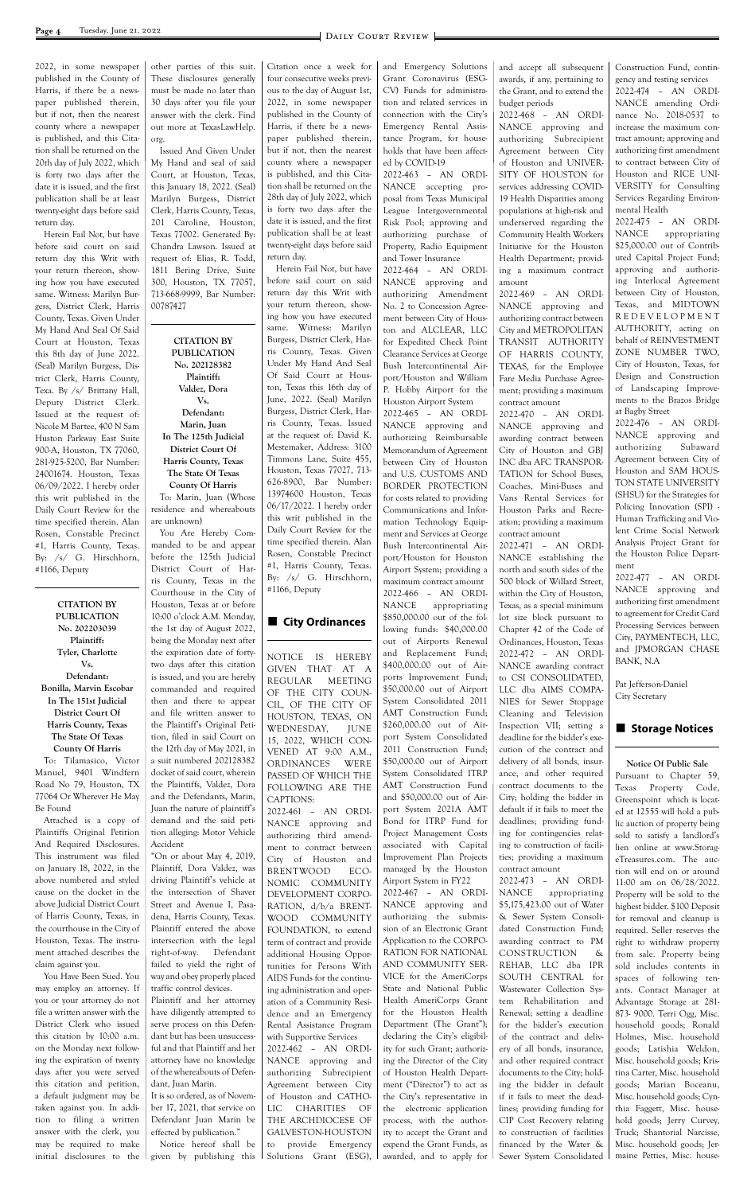2022, in some newspaper published in the County of Harris, if there be a newspaper published therein, but if not, then the nearest county where a newspaper is published, and this Citation shall be returned on the 20th day of July 2022, which is forty two days after the date it is issued, and the first publication shall be at least twenty-eight days before said return day.

Herein Fail Not, but have before said court on said return day this Writ with your return thereon, showing how you have executed same. Witness: Marilyn Burgess, District Clerk, Harris County, Texas. Given Under My Hand And Seal Of Said Court at Houston, Texas this 8th day of June 2022. (Seal) Marilyn Burgess, District Clerk, Harris County, Texa. By /s/ Brittany Hall, Deputy District Clerk. Issued at the request of: Nicole M Bartee, 400 N Sam Huston Parkway East Suite 900-A, Houston, TX 77060, 281-925-5200, Bar Number: 24001674. Houston, Texas 06/09/2022. I hereby order this writ published in the Daily Court Review for the time specified therein. Alan Rosen, Constable Precinct #1, Harris County, Texas. By: /s/ G. Hirschhorn, #1166, Deputy

**CITATION BY PUBLICATION**
**No. 202203039**
**Plaintiff:**
**Tyler, Charlotte**
**Vs.**
**Defendant:**
**Bonilla, Marvin Escobar**
**In The 151st Judicial District Court Of Harris County, Texas**
**The State Of Texas**
**County Of Harris**

To: Tilamasico, Victor Manuel, 9401 Windfern Road No 79, Houston, TX 77064 Or Wherever He May Be Found

Attached is a copy of Plaintiffs Original Petition And Required Disclosures. This instrument was filed on January 18, 2022, in the above numbered and styled cause on the docket in the above Judicial District Court of Harris County, Texas, in the courthouse in the City of Houston, Texas. The instrument attached describes the claim against you.

You Have Been Sued. You may employ an attorney. If you or your attorney do not file a written answer with the District Clerk who issued this citation by 10:00 a.m. on the Monday next following the expiration of twenty days after you were served this citation and petition, a default judgment may be taken against you. In addition to filing a written answer with the clerk, you may be required to make initial disclosures to the other parties of this suit. These disclosures generally must be made no later than 30 days after you file your answer with the clerk. Find out more at TexasLawHelp.org.

Issued And Given Under My Hand and seal of said Court, at Houston, Texas, this January 18, 2022. (Seal) Marilyn Burgess, District Clerk, Harris County, Texas, 201 Caroline, Houston, Texas 77002. Generated By: Chandra Lawson. Issued at request of: Elias, R. Todd, 1811 Bering Drive, Suite 300, Houston, TX 77057, 713-668-9999, Bar Number: 00787427

**CITATION BY PUBLICATION**
**No. 202128382**
**Plaintiff:**
**Valdez, Dora**
**Vs.**
**Defendant:**
**Marin, Juan**
**In The 125th Judicial District Court Of Harris County, Texas**
**The State Of Texas**
**County Of Harris**

To: Marin, Juan (Whose residence and whereabouts are unknown)

You Are Hereby Commanded to be and appear before the 125th Judicial District Court of Harris County, Texas in the Courthouse in the City of Houston, Texas at or before 10:00 o'clock A.M. Monday, the 1st day of August 2022, being the Monday next after the expiration date of forty-two days after this citation is issued, and you are hereby commanded and required then and there to appear and file written answer to the Plaintiff's Original Petition, filed in said Court on the 12th day of May 2021, in a suit numbered 202128382 docket of said court, wherein the Plaintiffs, Valdez, Dora and the Defendants, Marin, Juan the nature of plaintiff's demand and the said petition alleging: Motor Vehicle Accident

"On or about May 4, 2019, Plaintiff, Dora Valdez, was driving Plaintiff's vehicle at the intersection of Shaver Street and Avenue I, Pasadena, Harris County, Texas. Plaintiff entered the above intersection with the legal right-of-way. Defendant failed to yield the right of way and obey properly placed traffic control devices.

Plaintiff and her attorney have diligently attempted to serve process on this Defendant but has been unsuccessful and that Plaintiff and her attorney have no knowledge of the whereabouts of Defendant, Juan Marin.

It is so ordered, as of November 17, 2021, that service on Defendant Juan Marin be effected by publication."

Notice hereof shall be given by publishing this Citation once a week for four consecutive weeks previous to the day of August 1st, 2022, in some newspaper published in the County of Harris, if there be a newspaper published therein, but if not, then the nearest county where a newspaper is published, and this Citation shall be returned on the 28th day of July 2022, which is forty two days after the date it is issued, and the first publication shall be at least twenty-eight days before said return day.

Herein Fail Not, but have before said court on said return day this Writ with your return thereon, showing how you have executed same. Witness: Marilyn Burgess, District Clerk, Harris County, Texas. Given Under My Hand And Seal Of Said Court at Houston, Texas this 16th day of June, 2022. (Seal) Marilyn Burgess, District Clerk, Harris County, Texas. Issued at the request of: David K. Mestemaker, Address: 3100 Timmons Lane, Suite 455, Houston, Texas 77027, 713-626-8900, Bar Number: 13974600 Houston, Texas 06/17/2022. I hereby order this writ published in the Daily Court Review for the time specified therein. Alan Rosen, Constable Precinct #1, Harris County, Texas. By: /s/ G. Hirschhorn, #1166, Deputy

## City Ordinances

NOTICE IS HEREBY GIVEN THAT AT A REGULAR MEETING OF THE CITY COUNCIL, OF THE CITY OF HOUSTON, TEXAS, ON WEDNESDAY, JUNE 15, 2022, WHICH CONVENED AT 9:00 A.M., ORDINANCES WERE PASSED OF WHICH THE FOLLOWING ARE THE CAPTIONS:

2022-461 – AN ORDINANCE approving and authorizing third amendment to contract between City of Houston and BRENTWOOD ECONOMIC COMMUNITY DEVELOPMENT CORPORATION, d/b/a BRENTWOOD COMMUNITY FOUNDATION, to extend term of contract and provide additional Housing Opportunities for Persons With AIDS Funds for the continuing administration and operation of a Community Residence and an Emergency Rental Assistance Program with Supportive Services

2022-462 – AN ORDINANCE approving and authorizing Subrecipient Agreement between City of Houston and CATHOLIC CHARITIES OF THE ARCHDIOCESE OF GALVESTON-HOUSTON to provide Emergency Solutions Grant (ESG), and Emergency Solutions Grant Coronavirus (ESG-CV) Funds for administration and related services in connection with the City's Emergency Rental Assistance Program, for households that have been affected by COVID-19

2022-463 – AN ORDINANCE accepting proposal from Texas Municipal League Intergovernmental Risk Pool; approving and authorizing purchase of Property, Radio Equipment and Tower Insurance

2022-464 – AN ORDINANCE approving and authorizing Amendment No. 2 to Concession Agreement between City of Houston and ALCLEAR, LLC for Expedited Check Point Clearance Services at George Bush Intercontinental Airport/Houston and William P. Hobby Airport for the Houston Airport System

2022-465 – AN ORDINANCE approving and authorizing Reimbursable Memorandum of Agreement between City of Houston and U.S. CUSTOMS AND BORDER PROTECTION for costs related to providing Communications and Information Technology Equipment and Services at George Bush Intercontinental Airport/Houston for Houston Airport System; providing a maximum contract amount

2022-466 – AN ORDINANCE appropriating $850,000.00 out of the following funds: $40,000.00 out of Airports Renewal and Replacement Fund; $400,000.00 out of Airports Improvement Fund; $50,000.00 out of Airport System Consolidated 2011 AMT Construction Fund; $260,000.00 out of Airport System Consolidated 2011 Construction Fund; $50,000.00 out of Airport System Consolidated ITRP AMT Construction Fund and $50,000.00 out of Airport System 2021A AMT Bond for ITRP Fund for Project Management Costs associated with Capital Improvement Plan Projects managed by the Houston Airport System in FY22

2022-467 – AN ORDINANCE approving and authorizing the submission of an Electronic Grant Application to the CORPORATION FOR NATIONAL AND COMMUNITY SERVICE for the AmeriCorps State and National Public Health AmeriCorps Grant for the Houston Health Department (The Grant"); declaring the City's eligibility for such Grant; authorizing the Director of the City of Houston Health Department ("Director") to act as the City's representative in the electronic application process, with the authority to accept the Grant and expend the Grant Funds, as awarded, and to apply for and accept all subsequent awards, if any, pertaining to the Grant, and to extend the budget periods

2022-468 – AN ORDINANCE approving and authorizing Subrecipient Agreement between City of Houston and UNIVERSITY OF HOUSTON for services addressing COVID-19 Health Disparities among populations at high-risk and underserved regarding the Community Health Workers Initiative for the Houston Health Department; providing a maximum contract amount

2022-469 – AN ORDINANCE approving and authorizing contract between City and METROPOLITAN TRANSIT AUTHORITY OF HARRIS COUNTY, TEXAS, for the Employee Fare Media Purchase Agreement; providing a maximum contract amount

2022-470 – AN ORDINANCE approving and awarding contract between City of Houston and GBJ INC dba AFC TRANSPORTATION for School Buses, Coaches, Mini-Buses and Vans Rental Services for Houston Parks and Recreation; providing a maximum contract amount

2022-471 – AN ORDINANCE establishing the north and south sides of the 500 block of Willard Street, within the City of Houston, Texas, as a special minimum lot size block pursuant to Chapter 42 of the Code of Ordinances, Houston, Texas

2022-472 – AN ORDINANCE awarding contract to CSI CONSOLIDATED, LLC dba AIMS COMPANIES for Sewer Stoppage Cleaning and Television Inspection VII; setting a deadline for the bidder's execution of the contract and delivery of all bonds, insurance, and other required contract documents to the City; holding the bidder in default if it fails to meet the deadlines; providing funding for contingencies relating to construction of facilities; providing a maximum contract amount

2022-473 – AN ORDINANCE appropriating $5,175,423.00 out of Water & Sewer System Consolidated Construction Fund; awarding contract to PM CONSTRUCTION & REHAB, LLC dba IPR SOUTH CENTRAL for Wastewater Collection System Rehabilitation and Renewal; setting a deadline for the bidder's execution of the contract and delivery of all bonds, insurance, and other required contract documents to the City; holding the bidder in default if it fails to meet the deadlines; providing funding for CIP Cost Recovery relating to construction of facilities financed by the Water & Sewer System Consolidated Construction Fund, contingency and testing services

2022-474 – AN ORDINANCE amending Ordinance No. 2018-0537 to increase the maximum contract amount; approving and authorizing first amendment to contract between City of Houston and RICE UNIVERSITY for Consulting Services Regarding Environmental Health

2022-475 – AN ORDINANCE appropriating $25,000.00 out of Contributed Capital Project Fund; approving and authorizing Interlocal Agreement between City of Houston, Texas, and MIDTOWN REDEVELOPMENT AUTHORITY, acting on behalf of REINVESTMENT ZONE NUMBER TWO, City of Houston, Texas, for Design and Construction of Landscaping Improvements to the Brazos Bridge at Bagby Street

2022-476 – AN ORDINANCE approving and authorizing Subaward Agreement between City of Houston and SAM HOUSTON STATE UNIVERSITY (SHSU) for the Strategies for Policing Innovation (SPI) - Human Trafficking and Violent Crime Social Network Analysis Project Grant for the Houston Police Department

2022-477 – AN ORDINANCE approving and authorizing first amendment to agreement for Credit Card Processing Services between City, PAYMENTECH, LLC, and JPMORGAN CHASE BANK, N.A

Pat Jefferson-Daniel
City Secretary

## Storage Notices

**Notice Of Public Sale**

Pursuant to Chapter 59, Texas Property Code, Greenspoint which is located at 12555 will hold a public auction of property being sold to satisfy a landlord's lien online at www.StorageTreasures.com. The auction will end on or around 11:00 am on 06/28/2022. Property will be sold to the highest bidder. $100 Deposit for removal and cleanup is required. Seller reserves the right to withdraw property from sale. Property being sold includes contents in spaces of following tenants. Contact Manager at Advantage Storage at 281-873- 9000. Terri Ogg, Misc. household goods; Ronald Holmes, Misc. household goods; Latishia Weldon, Misc. household goods; Kristina Carter, Misc. household goods; Marian Boceanu, Misc. household goods; Cynthia Faggett, Misc. household goods; Jerry Curvey, Truck; Shantorial Narcisse, Misc. household goods; Jermaine Petties, Misc. house-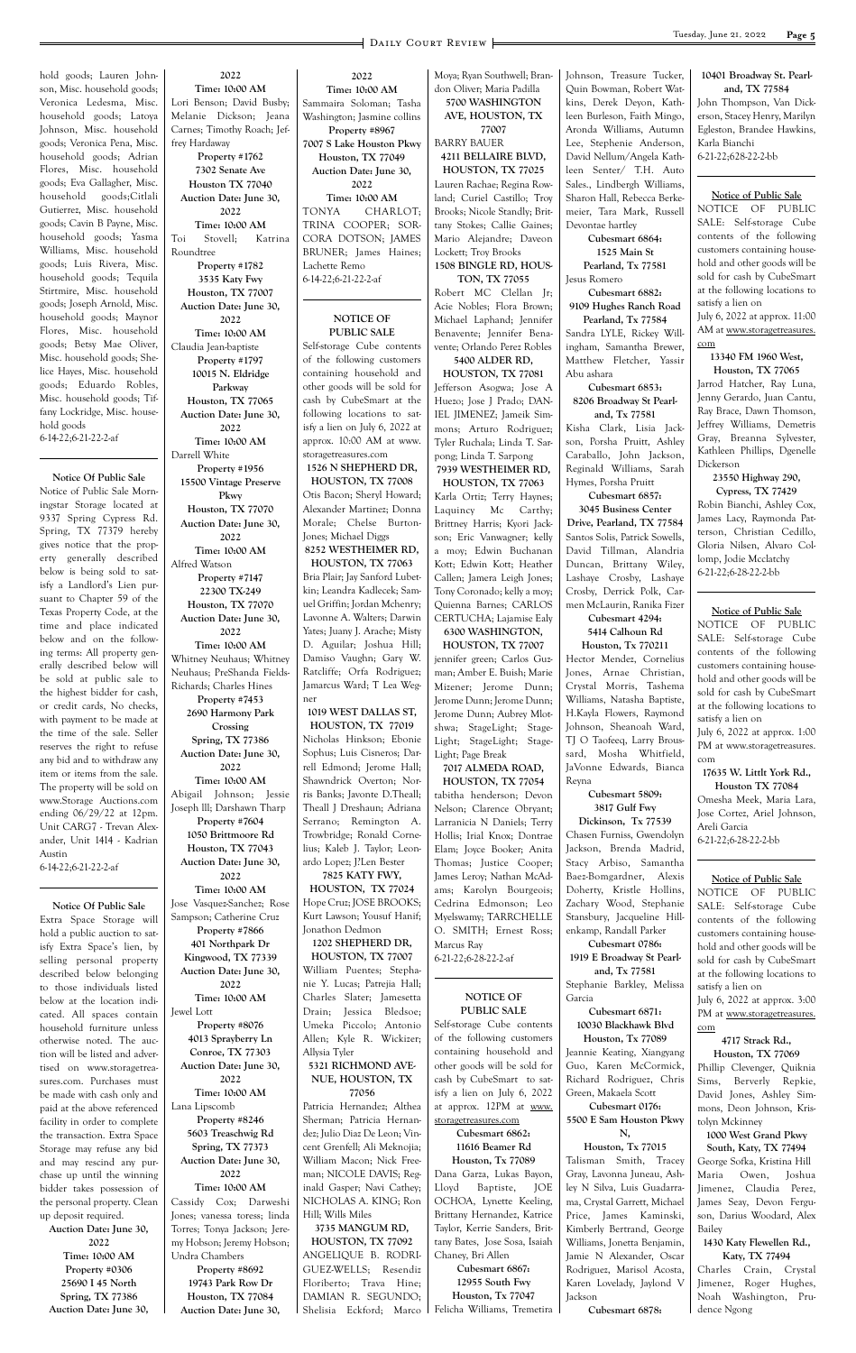hold goods; Lauren Johnson, Misc. household goods; Veronica Ledesma, Misc. household goods; Latoya Johnson, Misc. household goods; Veronica Pena, Misc. household goods; Adrian Flores, Misc. household goods; Eva Gallagher, Misc. household goods;Citlali Gutierrez, Misc. household goods; Cavin B Payne, Misc. household goods; Yasma Williams, Misc. household goods; Luis Rivera, Misc. household goods; Tequila Stirtmire, Misc. household goods; Joseph Arnold, Misc. household goods; Maynor Flores, Misc. household goods; Betsy Mae Oliver, Misc. household goods; Shelice Hayes, Misc. household goods; Eduardo Robles, Misc. household goods; Tiffany Lockridge, Misc. household goods
6-14-22;6-21-22-2-af

---

**Notice Of Public Sale**

Notice of Public Sale Morningstar Storage located at 9337 Spring Cypress Rd. Spring, TX 77379 hereby gives notice that the property generally described below is being sold to satisfy a Landlord's Lien pursuant to Chapter 59 of the Texas Property Code, at the time and place indicated below and on the following terms: All property generally described below will be sold at public sale to the highest bidder for cash, or credit cards, No checks, with payment to be made at the time of the sale. Seller reserves the right to refuse any bid and to withdraw any item or items from the sale. The property will be sold on www.Storage Auctions.com ending 06/29/22 at 12pm. Unit CARG7 - Trevan Alexander, Unit 1414 - Kadrian Austin
6-14-22;6-21-22-2-af

---

**Notice Of Public Sale**

Extra Space Storage will hold a public auction to satisfy Extra Space's lien, by selling personal property described below belonging to those individuals listed below at the location indicated. All spaces contain household furniture unless otherwise noted. The auction will be listed and advertised on www.storagetreasures.com. Purchases must be made with cash only and paid at the above referenced facility in order to complete the transaction. Extra Space Storage may refuse any bid and may rescind any purchase up until the winning bidder takes possession of the personal property. Clean up deposit required.

**Auction Date: June 30, 2022**
**Time: 10:00 AM**
**Property #0306**
**25690 I 45 North**
**Spring, TX 77386**
**Auction Date: June 30, 2022**
**Time: 10:00 AM**
Lori Benson; David Busby; Melanie Dickson; Jeana Carnes; Timothy Roach; Jeffrey Hardaway

**Property #1762**
**7302 Senate Ave**
**Houston TX 77040**
**Auction Date: June 30, 2022**
**Time: 10:00 AM**
Toi Stovell; Katrina Roundtree

**Property #1782**
**3535 Katy Fwy**
**Houston, TX 77007**
**Auction Date: June 30, 2022**
**Time: 10:00 AM**
Claudia Jean-baptiste

**Property #1797**
**10015 N. Eldridge Parkway**
**Houston, TX 77065**
**Auction Date: June 30, 2022**
**Time: 10:00 AM**
Darrell White

**Property #1956**
**15500 Vintage Preserve Pkwy**
**Houston, TX 77070**
**Auction Date: June 30, 2022**
**Time: 10:00 AM**
Alfred Watson

**Property #7147**
**22300 TX-249**
**Houston, TX 77070**
**Auction Date: June 30, 2022**
**Time: 10:00 AM**
Whitney Neuhaus; Whitney Neuhaus; PreShanda Fields-Richards; Charles Hines

**Property #7453**
**2690 Harmony Park Crossing**
**Spring, TX 77386**
**Auction Date: June 30, 2022**
**Time: 10:00 AM**
Abigail Johnson; Jessie Joseph lll; Darshawn Tharp

**Property #7604**
**1050 Brittmoore Rd**
**Houston, TX 77043**
**Auction Date: June 30, 2022**
**Time: 10:00 AM**
Jose Vasquez-Sanchez; Rose Sampson; Catherine Cruz

**Property #7866**
**401 Northpark Dr**
**Kingwood, TX 77339**
**Auction Date: June 30, 2022**
**Time: 10:00 AM**
Jewel Lott

**Property #8076**
**4013 Sprayberry Ln**
**Conroe, TX 77303**
**Auction Date: June 30, 2022**
**Time: 10:00 AM**
Lana Lipscomb

**Property #8246**
**5603 Treaschwig Rd**
**Spring, TX 77373**
**Auction Date: June 30, 2022**
**Time: 10:00 AM**
Cassidy Cox; Darweshi Jones; vanessa toress; linda Torres; Tonya Jackson; Jeremy Hobson; Jeremy Hobson; Undra Chambers

**Property #8692**
**19743 Park Row Dr**
**Houston, TX 77084**
**Auction Date: June 30, 2022**
**Time: 10:00 AM**
Sammaira Soloman; Tasha Washington; Jasmine collins

**Property #8967**
**7007 S Lake Houston Pkwy**
**Houston, TX 77049**
**Auction Date: June 30, 2022**
**Time: 10:00 AM**
TONYA CHARLOT; TRINA COOPER; SORCORA DOTSON; JAMES BRUNER; James Haines; Lachette Remo
6-14-22;6-21-22-2-af

---

**NOTICE OF PUBLIC SALE**

Self-storage Cube contents of the following customers containing household and other goods will be sold for cash by CubeSmart at the following locations to satisfy a lien on July 6, 2022 at approx. 10:00 AM at www.storagetreasures.com

**1526 N SHEPHERD DR, HOUSTON, TX 77008**
Otis Bacon; Sheryl Howard; Alexander Martinez; Donna Morale; Chelse Burton-Jones; Michael Diggs

**8252 WESTHEIMER RD, HOUSTON, TX 77063**
Bria Plair; Jay Sanford Lubetkin; Leandra Kadlecek; Samuel Griffin; Jordan Mchenry; Lavonne A. Walters; Darwin Yates; Juany J. Arache; Misty D. Aguilar; Joshua Hill; Damiso Vaughn; Gary W. Ratcliffe; Orfa Rodriguez; Jamarcus Ward; T Lea Wegner

**1019 WEST DALLAS ST, HOUSTON, TX 77019**
Nicholas Hinkson; Ebonie Sophus; Luis Cisneros; Darrell Edmond; Jerome Hall; Shawndrick Overton; Norris Banks; Javonte D.Theall; Theall J Dreshaun; Adriana Serrano; Remington A. Trowbridge; Ronald Cornelius; Kaleb J. Taylor; Leonardo Lopez; J?Len Bester

**7825 KATY FWY, HOUSTON, TX 77024**
Hope Cruz; JOSE BROOKS; Kurt Lawson; Yousuf Hanif; Jonathon Dedmon

**1202 SHEPHERD DR, HOUSTON, TX 77007**
William Puentes; Stephanie Y. Lucas; Patrejia Hall; Charles Slater; Jamesetta Drain; Jessica Bledsoe; Umeka Piccolo; Antonio Allen; Kyle R. Wickizer; Allysia Tyler

**5321 RICHMOND AVENUE, HOUSTON, TX 77056**
Patricia Hernandez; Althea Sherman; Patricia Hernandez; Julio Diaz De Leon; Vincent Grenfell; Ali Meknojia; William Macon; Nick Freeman; NICOLE DAVIS; Reginald Gasper; Navi Cathey; NICHOLAS A. KING; Ron Hill; Wills Miles

**3735 MANGUM RD, HOUSTON, TX 77092**
ANGELIQUE B. RODRIGUEZ-WELLS; Resendiz Floriberto; Trava Hine; DAMIAN R. SEGUNDO; Shelisia Eckford; Marco Moya; Ryan Southwell; Brandon Oliver; Maria Padilla

**5700 WASHINGTON AVE, HOUSTON, TX 77007**
BARRY BAUER

**4211 BELLAIRE BLVD, HOUSTON, TX 77025**
Lauren Rachae; Regina Rowland; Curiel Castillo; Troy Brooks; Nicole Standly; Brittany Stokes; Callie Gaines; Mario Alejandre; Daveon Lockett; Troy Brooks

**1508 BINGLE RD, HOUSTON, TX 77055**
Robert MC Clellan Jr; Acie Nobles; Flora Brown; Michael Laphand; Jennifer Benavente; Jennifer Benavente; Orlando Perez Robles

**5400 ALDER RD, HOUSTON, TX 77081**
Jefferson Asogwa; Jose A Huezo; Jose J Prado; DANIEL JIMENEZ; Jameik Simmons; Arturo Rodriguez; Tyler Ruchala; Linda T. Sarpong; Linda T. Sarpong

**7939 WESTHEIMER RD, HOUSTON, TX 77063**
Karla Ortiz; Terry Haynes; Laquincy Mc Carthy; Brittney Harris; Kyori Jackson; Eric Vanwagner; kelly a moy; Edwin Buchanan Kott; Edwin Kott; Heather Callen; Jamera Leigh Jones; Tony Coronado; kelly a moy; Quienna Barnes; CARLOS CERTUCHA; Lajamise Ealy

**6300 WASHINGTON, HOUSTON, TX 77007**
jennifer green; Carlos Guzman; Amber E. Buish; Marie Mizener; Jerome Dunn; Jerome Dunn; Jerome Dunn; Jerome Dunn; Aubrey Mlotshwa; StageLight; StageLight; StageLight; Page Break

**7017 ALMEDA ROAD, HOUSTON, TX 77054**
tabitha henderson; Devon Nelson; Clarence Obryant; Larranicia N Daniels; Terry Hollis; Irial Knox; Dontrae Elam; Joyce Booker; Anita Thomas; Justice Cooper; James Leroy; Nathan McAdams; Karolyn Bourgeois; Cedrina Edmondson; Leo Myelswamy; TARRCHELLE O. SMITH; Ernest Ross; Marcus Ray
6-21-22;6-28-22-2-af

---

**NOTICE OF PUBLIC SALE**

Self-storage Cube contents of the following customers containing household and other goods will be sold for cash by CubeSmart to satisfy a lien on July 6, 2022 at approx. 12PM at www.storagetreasures.com

**Cubesmart 6862: 11616 Beamer Rd Houston, Tx 77089**
Dana Garza, Lukas Bayon, Lloyd Baptiste, JOE OCHOA, Lynette Keeling, Brittany Hernandez, Katrice Taylor, Kerrie Sanders, Brittany Bates, Jose Sosa, Isaiah Chaney, Bri Allen

**Cubesmart 6867: 12955 South Fwy Houston, Tx 77047**
Felicha Williams, Tremetira Johnson, Treasure Tucker, Quin Bowman, Robert Watkins, Derek Deyon, Kathleen Burleson, Faith Mingo, Aronda Williams, Autumn Lee, Stephenie Anderson, David Nellum/Angela Kathleen Senter/ T.H. Auto Sales., Lindbergh Williams, Sharon Hall, Rebecca Berkemeier, Tara Mark, Russell Devontae hartley

**Cubesmart 6864: 1525 Main St Pearland, Tx 77581**
Jesus Romero

**Cubesmart 6882: 9109 Hughes Ranch Road Pearland, Tx 77584**
Sandra LYLE, Rickey Willingham, Samantha Brewer, Matthew Fletcher, Yassir Abu ashara

**Cubesmart 6853: 8206 Broadway St Pearland, Tx 77581**
Kisha Clark, Lisia Jackson, Porsha Pruitt, Ashley Caraballo, John Jackson, Reginald Williams, Sarah Hymes, Porsha Pruitt

**Cubesmart 6857: 3045 Business Center Drive, Pearland, Tx 77584**
Santos Solis, Patrick Sowells, David Tillman, Alandria Duncan, Brittany Wiley, Lashaye Crosby, Lashaye Crosby, Derrick Polk, Carmen McLaurin, Ranika Fizer

**Cubesmart 4294: 5414 Calhoun Rd Houston, Tx 770211**
Hector Mendez, Cornelius Jones, Arnae Christian, Crystal Morris, Tashema Williams, Natasha Baptiste, H.Kayla Flowers, Raymond Johnson, Sheanoah Ward, TJ O Taofeeq, Larry Broussard, Mosha Whitfield, JaVonne Edwards, Bianca Reyna

**Cubesmart 5809: 3817 Gulf Fwy Dickinson, Tx 77539**
Chasen Furniss, Gwendolyn Jackson, Brenda Madrid, Stacy Arbiso, Samantha Baez-Bomgardner, Alexis Doherty, Kristle Hollins, Zachary Wood, Stephanie Stansbury, Jacqueline Hillenkamp, Randall Parker

**Cubesmart 0786: 1919 E Broadway St Pearland, Tx 77581**
Stephanie Barkley, Melissa Garcia

**Cubesmart 6871: 10030 Blackhawk Blvd Houston, Tx 77089**
Jeannie Keating, Xiangyang Guo, Karen McCormick, Richard Rodriguez, Chris Green, Makaela Scott

**Cubesmart 0176: 5500 E Sam Houston Pkwy N, Houston, Tx 77015**
Talisman Smith, Tracey Gray, Lavonna Juneau, Ashley N Silva, Luis Guadarrama, Crystal Garrett, Michael Price, James Kaminski, Kimberly Bertrand, George Williams, Jonetta Benjamin, Jamie N Alexander, Oscar Rodriguez, Marisol Acosta, Karen Lovelady, Jaylond V Jackson

**Cubesmart 6878: 10401 Broadway St. Pearland, Tx 77584**
John Thompson, Van Dickerson, Stacey Henry, Marilyn Egleston, Brandee Hawkins, Karla Bianchi
6-21-22;628-22-2-bb

---

**Notice of Public Sale**

NOTICE OF PUBLIC SALE: Self-storage Cube contents of the following customers containing household and other goods will be sold for cash by CubeSmart at the following locations to satisfy a lien on July 6, 2022 at approx. 11:00 AM at www.storagetreasures.com

**13340 FM 1960 West, Houston, TX 77065**
Jarrod Hatcher, Ray Luna, Jenny Gerardo, Juan Cantu, Ray Brace, Dawn Thomson, Jeffrey Williams, Demetris Gray, Breanna Sylvester, Kathleen Phillips, Dgenelle Dickerson

**23550 Highway 290, Cypress, TX 77429**
Robin Bianchi, Ashley Cox, James Lacy, Raymonda Patterson, Christian Cedillo, Gloria Nilsen, Alvaro Collomp, Jodie Mcclatchy
6-21-22;6-28-22-2-bb

---

**Notice of Public Sale**

NOTICE OF PUBLIC SALE: Self-storage Cube contents of the following customers containing household and other goods will be sold for cash by CubeSmart at the following locations to satisfy a lien on July 6, 2022 at approx. 1:00 PM at www.storagetreasures.com

**17635 W. Littl York Rd., Houston TX 77084**
Omesha Meek, Maria Lara, Jose Cortez, Ariel Johnson, Areli Garcia
6-21-22;6-28-22-2-bb

---

**Notice of Public Sale**

NOTICE OF PUBLIC SALE: Self-storage Cube contents of the following customers containing household and other goods will be sold for cash by CubeSmart at the following locations to satisfy a lien on July 6, 2022 at approx. 3:00 PM at www.storagetreasures.com

**4717 Strack Rd., Houston, TX 77069**
Phillip Clevenger, Quiknia Sims, Berverly Repkie, David Jones, Ashley Simmons, Deon Johnson, Kristolyn Mckinney

**1000 West Grand Pkwy South, Katy, TX 77494**
George Sofka, Kristina Hill Maria Owen, Joshua Jimenez, Claudia Perez, James Seay, Devon Ferguson, Darius Woodard, Alex Bailey

**1430 Katy Flewellen Rd., Katy, TX 77494**
Charles Crain, Crystal Jimenez, Roger Hughes, Noah Washington, Prudence Ngong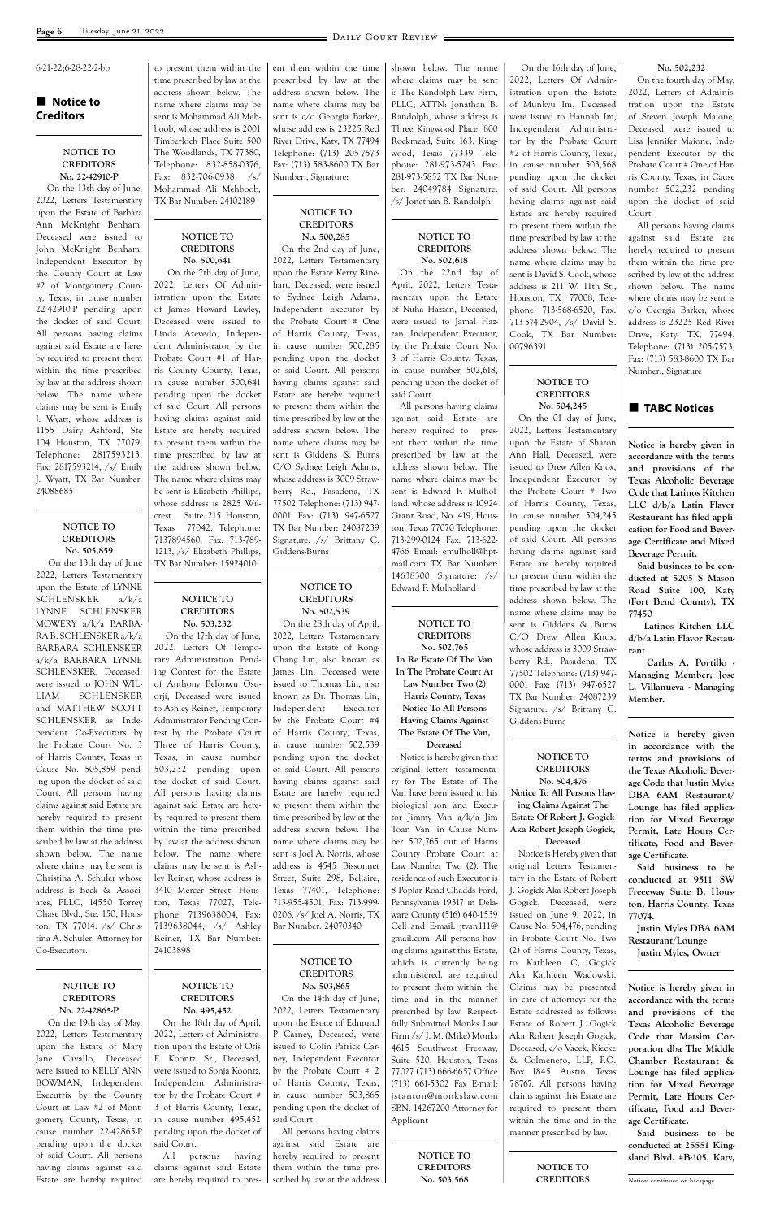6-21-22;6-28-22-2-bb

## Notice to Creditors

### NOTICE TO CREDITORS No. 22-42910-P

On the 13th day of June, 2022, Letters Testamentary upon the Estate of Barbara Ann McKnight Benham, Deceased were issued to John McKnight Benham, Independent Executor by the County Court at Law #2 of Montgomery County, Texas, in cause number 22-42910-P pending upon the docket of said Court. All persons having claims against said Estate are hereby required to present them within the time prescribed by law at the address shown below. The name where claims may be sent is Emily J. Wyatt, whose address is 1155 Dairy Ashford, Ste 104 Houston, TX 77079, Telephone: 2817593213, Fax: 2817593214, /s/ Emily J. Wyatt, TX Bar Number: 24088685

### NOTICE TO CREDITORS No. 505,859

On the 13th day of June 2022, Letters Testamentary upon the Estate of LYNNE SCHLENSKER a/k/a LYNNE SCHLENSKER MOWERY a/k/a BARBARA B. SCHLENSKER a/k/a BARBARA SCHLENSKER a/k/a BARBARA LYNNE SCHLENSKER, Deceased, were issued to JOHN WILLIAM SCHLENSKER and MATTHEW SCOTT SCHLENSKER as Independent Co-Executors by the Probate Court No. 3 of Harris County, Texas in Cause No. 505,859 pending upon the docket of said Court. All persons having claims against said Estate are hereby required to present them within the time prescribed by law at the address shown below. The name where claims may be sent is Christina A. Schuler whose address is Beck & Associates, PLLC, 14550 Torrey Chase Blvd., Ste. 150, Houston, TX 77014. /s/ Christina A. Schuler, Attorney for Co-Executors.

### NOTICE TO CREDITORS No. 22-42865-P

On the 19th day of May, 2022, Letters Testamentary upon the Estate of Mary Jane Cavallo, Deceased were issued to KELLY ANN BOWMAN, Independent Executrix by the County Court at Law #2 of Montgomery County, Texas, in cause number 22-42865-P pending upon the docket of said Court. All persons having claims against said Estate are hereby required to present them within the time prescribed by law at the address shown below. The name where claims may be sent is Mohammad Ali Mehboob, whose address is 2001 Timberloch Place Suite 500 The Woodlands, TX 77380, Telephone: 832-858-0376, Fax: 832-706-0938, /s/ Mohammad Ali Mehboob, TX Bar Number: 24102189

### NOTICE TO CREDITORS No. 500,641

On the 7th day of June, 2022, Letters Of Administration upon the Estate of James Howard Lawley, Deceased were issued to Linda Azevedo, Independent Administrator by the Probate Court #1 of Harris County Texas, in cause number 500,641 pending upon the docket of said Court. All persons having claims against said Estate are hereby required to present them within the time prescribed by law at the address shown below. The name where claims may be sent is Elizabeth Phillips, whose address is 2825 Wilcrest Suite 215 Houston, Texas 77042, Telephone: 7137894560, Fax: 713-789-1213, /s/ Elizabeth Phillips, TX Bar Number: 15924010

### NOTICE TO CREDITORS No. 503,232

On the 17th day of June, 2022, Letters Of Temporary Administration Pending Contest for the Estate of Anthony Belonwu Osuorji, Deceased were issued to Ashley Reiner, Temporary Administrator Pending Contest by the Probate Court Three of Harris County, Texas, in cause number 503,232 pending upon the docket of said Court. All persons having claims against said Estate are hereby required to present them within the time prescribed by law at the address shown below. The name where claims may be sent is Ashley Reiner, whose address is 3410 Mercer Street, Houston, Texas 77027, Telephone: 7139638004, Fax: 7139638044, /s/ Ashley Reiner, TX Bar Number: 24103898

### NOTICE TO CREDITORS No. 495,452

On the 18th day of April, 2022, Letters of Administration upon the Estate of Otis E. Koontz, Sr., Deceased, were issued to Sonja Koontz, Independent Administrator by the Probate Court # 3 of Harris County, Texas, in cause number 495,452 pending upon the docket of said Court.

All persons having claims against said Estate are hereby required to present them within the time prescribed by law at the address shown below. The name where claims may be sent is c/o Georgia Barker, whose address is 23225 Red River Drive, Katy, TX 77494 Telephone: (713) 205-7573 Fax: (713) 583-8600 TX Bar Number:, Signature:

### NOTICE TO CREDITORS No. 500,285

On the 2nd day of June, 2022, Letters Testamentary upon the Estate Kerry Rinehart, Deceased, were issued to Sydnee Leigh Adams, Independent Executor by the Probate Court # One of Harris County, Texas, in cause number 500,285 pending upon the docket of said Court. All persons having claims against said Estate are hereby required to present them within the time prescribed by law at the address shown below. The name where claims may be sent is Giddens & Burns C/O Sydnee Leigh Adams, whose address is 3009 Strawberry Rd., Pasadena, TX 77502 Telephone: (713) 947-0001 Fax: (713) 947-6527 TX Bar Number: 24087239 Signature: /s/ Brittany C. Giddens-Burns

### NOTICE TO CREDITORS No. 502,539

On the 28th day of April, 2022, Letters Testamentary upon the Estate of Rong-Chang Lin, also known as James Lin, Deceased were issued to Thomas Lin, also known as Dr. Thomas Lin, Independent Executor by the Probate Court #4 of Harris County, Texas, in cause number 502,539 pending upon the docket of said Court. All persons having claims against said Estate are hereby required to present them within the time prescribed by law at the address shown below. The name where claims may be sent is Joel A. Norris, whose address is 4545 Bissonnet Street, Suite 298, Bellaire, Texas 77401, Telephone: 713-955-4501, Fax: 713-999-0206, /s/ Joel A. Norris, TX Bar Number: 24070340

### NOTICE TO CREDITORS No. 503,865

On the 14th day of June, 2022, Letters Testamentary upon the Estate of Edmund P Carney, Deceased, were issued to Colin Patrick Carney, Independent Executor by the Probate Court # 2 of Harris County, Texas, in cause number 503,865 pending upon the docket of said Court.

All persons having claims against said Estate are hereby required to present them within the time prescribed by law at the address shown below. The name where claims may be sent is The Randolph Law Firm, PLLC; ATTN: Jonathan B. Randolph, whose address is Three Kingwood Place, 800 Rockmead, Suite 163, Kingwood, Texas 77339 Telephone: 281-973-5243 Fax: 281-973-5852 TX Bar Number: 24049784 Signature: /s/ Jonathan B. Randolph

### NOTICE TO CREDITORS No. 502,618

On the 22nd day of April, 2022, Letters Testamentary upon the Estate of Nuha Hazzan, Deceased, were issued to Jamal Hazzan, Independent Executor, by the Probate Court No. 3 of Harris County, Texas, in cause number 502,618, pending upon the docket of said Court.

All persons having claims against said Estate are hereby required to present them within the time prescribed by law at the address shown below. The name where claims may be sent is Edward F. Mulholland, whose address is 10924 Grant Road, No. 419, Houston, Texas 77070 Telephone: 713-299-0124 Fax: 713-622-4766 Email: emulholl@hptmail.com TX Bar Number: 14638300 Signature: /s/ Edward F. Mulholland

### NOTICE TO CREDITORS No. 502,765

**In Re Estate Of The Van In The Probate Court At Law Number Two (2) Harris County, Texas Notice To All Persons Having Claims Against The Estate Of The Van, Deceased**

Notice is hereby given that original letters testamentary for The Estate of The Van have been issued to his biological son and Executor Jimmy Van a/k/a Jim Toan Van, in Cause Number 502,765 out of Harris County Probate Court at Law Number Two (2). The residence of such Executor is 8 Poplar Road Chadds Ford, Pennsylvania 19317 in Delaware County (516) 640-1539 Cell and E-mail: jtvan111@gmail.com. All persons having claims against this Estate, which is currently being administered, are required to present them within the time and in the manner prescribed by law. Respectfully Submitted Monks Law Firm /s/ J. M. (Mike) Monks 4615 Southwest Freeway, Suite 520, Houston, Texas 77027 (713) 666-6657 Office (713) 661-5302 Fax E-mail: jstanton@monkslaw.com SBN: 14267200 Attorney for Applicant

### NOTICE TO CREDITORS No. 503,568

On the 16th day of June, 2022, Letters Of Administration upon the Estate of Munkyu Im, Deceased were issued to Hannah Im, Independent Administrator by the Probate Court #2 of Harris County, Texas, in cause number 503,568 pending upon the docket of said Court. All persons having claims against said Estate are hereby required to present them within the time prescribed by law at the address shown below. The name where claims may be sent is David S. Cook, whose address is 211 W. 11th St., Houston, TX 77008, Telephone: 713-568-6520, Fax: 713-574-2904, /s/ David S. Cook, TX Bar Number: 00796391

### NOTICE TO CREDITORS No. 504,245

On the 01 day of June, 2022, Letters Testamentary upon the Estate of Sharon Ann Hall, Deceased, were issued to Drew Allen Knox, Independent Executor by the Probate Court # Two of Harris County, Texas, in cause number 504,245 pending upon the docket of said Court. All persons having claims against said Estate are hereby required to present them within the time prescribed by law at the address shown below. The name where claims may be sent is Giddens & Burns C/O Drew Allen Knox, whose address is 3009 Strawberry Rd., Pasadena, TX 77502 Telephone: (713) 947-0001 Fax: (713) 947-6527 TX Bar Number: 24087239 Signature: /s/ Brittany C. Giddens-Burns

### NOTICE TO CREDITORS No. 504,476

**Notice To All Persons Having Claims Against The Estate Of Robert J. Gogick Aka Robert Joseph Gogick, Deceased**

Notice is Hereby given that original Letters Testamentary in the Estate of Robert J. Gogick Aka Robert Joseph Gogick, Deceased, were issued on June 9, 2022, in Cause No. 504,476, pending in Probate Court No. Two (2) of Harris County, Texas, to Kathleen C, Gogick Aka Kathleen Wadowski. Claims may be presented in care of attorneys for the Estate addressed as follows: Estate of Robert J. Gogick Aka Robert Joseph Gogick, Deceased, c/o Vacek, Kiecke & Colmenero, LLP, P.O. Box 1845, Austin, Texas 78767. All persons having claims against this Estate are required to present them within the time and in the manner prescribed by law.

### NOTICE TO CREDITORS No. 502,232

On the fourth day of May, 2022, Letters of Administration upon the Estate of Steven Joseph Maione, Deceased, were issued to Lisa Jennifer Maione, Independent Executor by the Probate Court # One of Harris County, Texas, in Cause number 502,232 pending upon the docket of said Court.

All persons having claims against said Estate are hereby required to present them within the time prescribed by law at the address shown below. The name where claims may be sent is c/o Georgia Barker, whose address is 23225 Red River Drive, Katy, TX, 77494, Telephone: (713) 205-7573, Fax: (713) 583-8600 TX Bar Number:, Signature

## TABC Notices

**Notice is hereby given in accordance with the terms and provisions of the Texas Alcoholic Beverage Code that Latinos Kitchen LLC d/b/a Latin Flavor Restaurant has filed application for Food and Beverage Certificate and Mixed Beverage Permit.**

**Said business to be conducted at 5205 S Mason Road Suite 100, Katy (Fort Bend County), TX 77450**

**Latinos Kitchen LLC d/b/a Latin Flavor Restaurant**

**Carlos A. Portillo - Managing Member; Jose L. Villanueva - Managing Member.**

**Notice is hereby given in accordance with the terms and provisions of the Texas Alcoholic Beverage Code that Justin Myles DBA 6AM Restaurant/ Lounge has filed application for Mixed Beverage Permit, Late Hours Certificate, Food and Beverage Certificate.**

**Said business to be conducted at 9511 SW Freeway Suite B, Houston, Harris County, Texas 77074.**

**Justin Myles DBA 6AM Restaurant/Lounge**

**Justin Myles, Owner**

**Notice is hereby given in accordance with the terms and provisions of the Texas Alcoholic Beverage Code that Matsim Corporation dba The Middle Chamber Restaurant & Lounge has filed application for Mixed Beverage Permit, Late Hours Certificate, Food and Beverage Certificate.**

**Said business to be conducted at 25551 Kingsland Blvd. #B-105, Katy,**

Notices continued on backpage